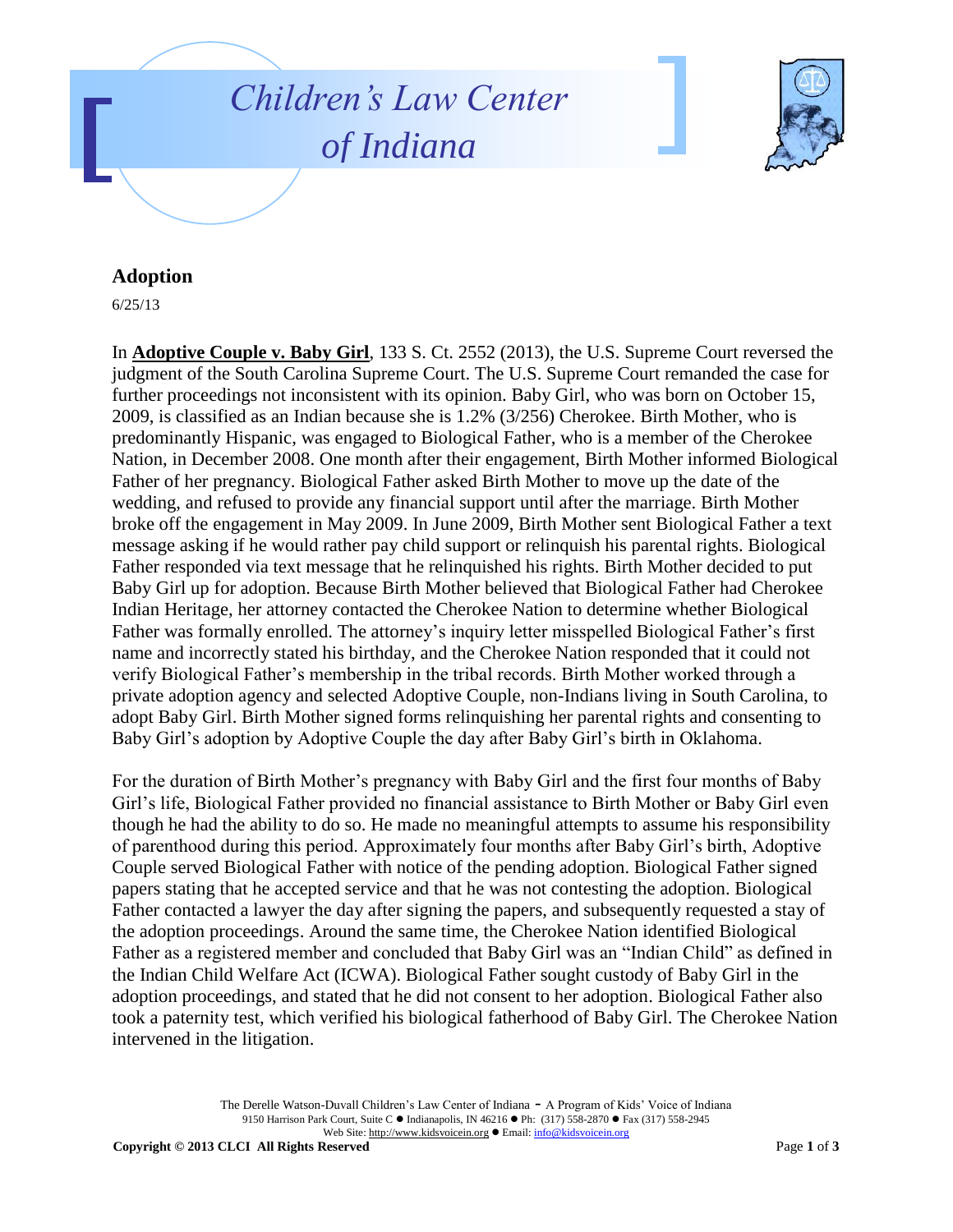# Children's Law Center of Indiana

## Adoption

6/25/13

In **Adoptive Couple v. Baby Girl**, 133 S. Ct. 2552 (2013), the U.S. Supreme Court reversed the judgment of the South Carolina Supreme Court. The U.S. Supreme Court remanded the case for further proceedings not inconsistent with its opinion. Baby Girl, who was born on October 15, 2009, is classified as an Indian because she is 1.2% (3/256) Cherokee. Birth Mother, who is predominantly Hispanic, was engaged to Biological Father, who is a member of the Cherokee Nation, in December 2008. One month after their engagement, Birth Mother informed Biological Father of her pregnancy. Biological Father asked Birth Mother to move up the date of the wedding, and refused to provide any financial support until after the marriage. Birth Mother broke off the engagement in May 2009. In June 2009, Birth Mother sent Biological Father a text message asking if he would rather pay child support or relinquish his parental rights. Biological Father responded via text message that he relinquished his rights. Birth Mother decided to put Baby Girl up for adoption. Because Birth Mother believed that Biological Father had Cherokee Indian Heritage, her attorney contacted the Cherokee Nation to determine whether Biological Father was formally enrolled. The attorney's inquiry letter misspelled Biological Father's first name and incorrectly stated his birthday, and the Cherokee Nation responded that it could not verify Biological Father's membership in the tribal records. Birth Mother worked through a private adoption agency and selected Adoptive Couple, non-Indians living in South Carolina, to adopt Baby Girl. Birth Mother signed forms relinquishing her parental rights and consenting to Baby Girl's adoption by Adoptive Couple the day after Baby Girl's birth in Oklahoma.

For the duration of Birth Mother's pregnancy with Baby Girl and the first four months of Baby Girl's life, Biological Father provided no financial assistance to Birth Mother or Baby Girl even though he had the ability to do so. He made no meaningful attempts to assume his responsibility of parenthood during this period. Approximately four months after Baby Girl's birth, Adoptive Couple served Biological Father with notice of the pending adoption. Biological Father signed papers stating that he accepted service and that he was not contesting the adoption. Biological Father contacted a lawyer the day after signing the papers, and subsequently requested a stay of the adoption proceedings. Around the same time, the Cherokee Nation identified Biological Father as a registered member and concluded that Baby Girl was an "Indian Child" as defined in the Indian Child Welfare Act (ICWA). Biological Father sought custody of Baby Girl in the adoption proceedings, and stated that he did not consent to her adoption. Biological Father also took a paternity test, which verified his biological fatherhood of Baby Girl. The Cherokee Nation intervened in the litigation.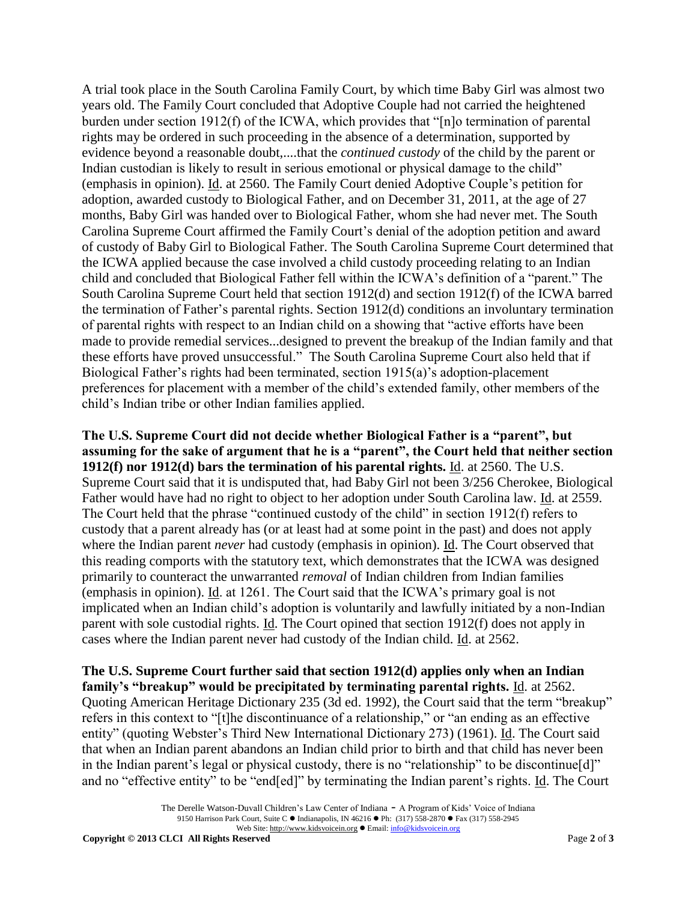A trial took place in the South Carolina Family Court, by which time Baby Girl was almost two years old. The Family Court concluded that Adoptive Couple had not carried the heightened burden under section 1912(f) of the ICWA, which provides that "[n]o termination of parental rights may be ordered in such proceeding in the absence of a determination, supported by evidence beyond a reasonable doubt,....that the *continued custody* of the child by the parent or Indian custodian is likely to result in serious emotional or physical damage to the child" (emphasis in opinion). Id. at 2560. The Family Court denied Adoptive Couple's petition for adoption, awarded custody to Biological Father, and on December 31, 2011, at the age of 27 months, Baby Girl was handed over to Biological Father, whom she had never met. The South Carolina Supreme Court affirmed the Family Court's denial of the adoption petition and award of custody of Baby Girl to Biological Father. The South Carolina Supreme Court determined that the ICWA applied because the case involved a child custody proceeding relating to an Indian child and concluded that Biological Father fell within the ICWA's definition of a "parent." The South Carolina Supreme Court held that section 1912(d) and section 1912(f) of the ICWA barred the termination of Father's parental rights. Section 1912(d) conditions an involuntary termination of parental rights with respect to an Indian child on a showing that "active efforts have been made to provide remedial services...designed to prevent the breakup of the Indian family and that these efforts have proved unsuccessful." The South Carolina Supreme Court also held that if Biological Father's rights had been terminated, section 1915(a)'s adoption-placement preferences for placement with a member of the child's extended family, other members of the child's Indian tribe or other Indian families applied.

**The U.S. Supreme Court did not decide whether Biological Father is a "parent", but assuming for the sake of argument that he is a "parent", the Court held that neither section 1912(f) nor 1912(d) bars the termination of his parental rights.** Id. at 2560. The U.S. Supreme Court said that it is undisputed that, had Baby Girl not been 3/256 Cherokee, Biological Father would have had no right to object to her adoption under South Carolina law. Id. at 2559. The Court held that the phrase "continued custody of the child" in section 1912(f) refers to custody that a parent already has (or at least had at some point in the past) and does not apply where the Indian parent *never* had custody (emphasis in opinion). Id. The Court observed that this reading comports with the statutory text, which demonstrates that the ICWA was designed primarily to counteract the unwarranted *removal* of Indian children from Indian families (emphasis in opinion). Id. at 1261. The Court said that the ICWA's primary goal is not implicated when an Indian child's adoption is voluntarily and lawfully initiated by a non-Indian parent with sole custodial rights. Id. The Court opined that section 1912(f) does not apply in cases where the Indian parent never had custody of the Indian child. Id. at 2562.

**The U.S. Supreme Court further said that section 1912(d) applies only when an Indian family's "breakup" would be precipitated by terminating parental rights.** Id. at 2562. Quoting American Heritage Dictionary 235 (3d ed. 1992), the Court said that the term "breakup" refers in this context to "[t]he discontinuance of a relationship," or "an ending as an effective entity" (quoting Webster's Third New International Dictionary 273) (1961). Id. The Court said that when an Indian parent abandons an Indian child prior to birth and that child has never been in the Indian parent's legal or physical custody, there is no "relationship" to be discontinue[d]" and no "effective entity" to be "end[ed]" by terminating the Indian parent's rights. Id. The Court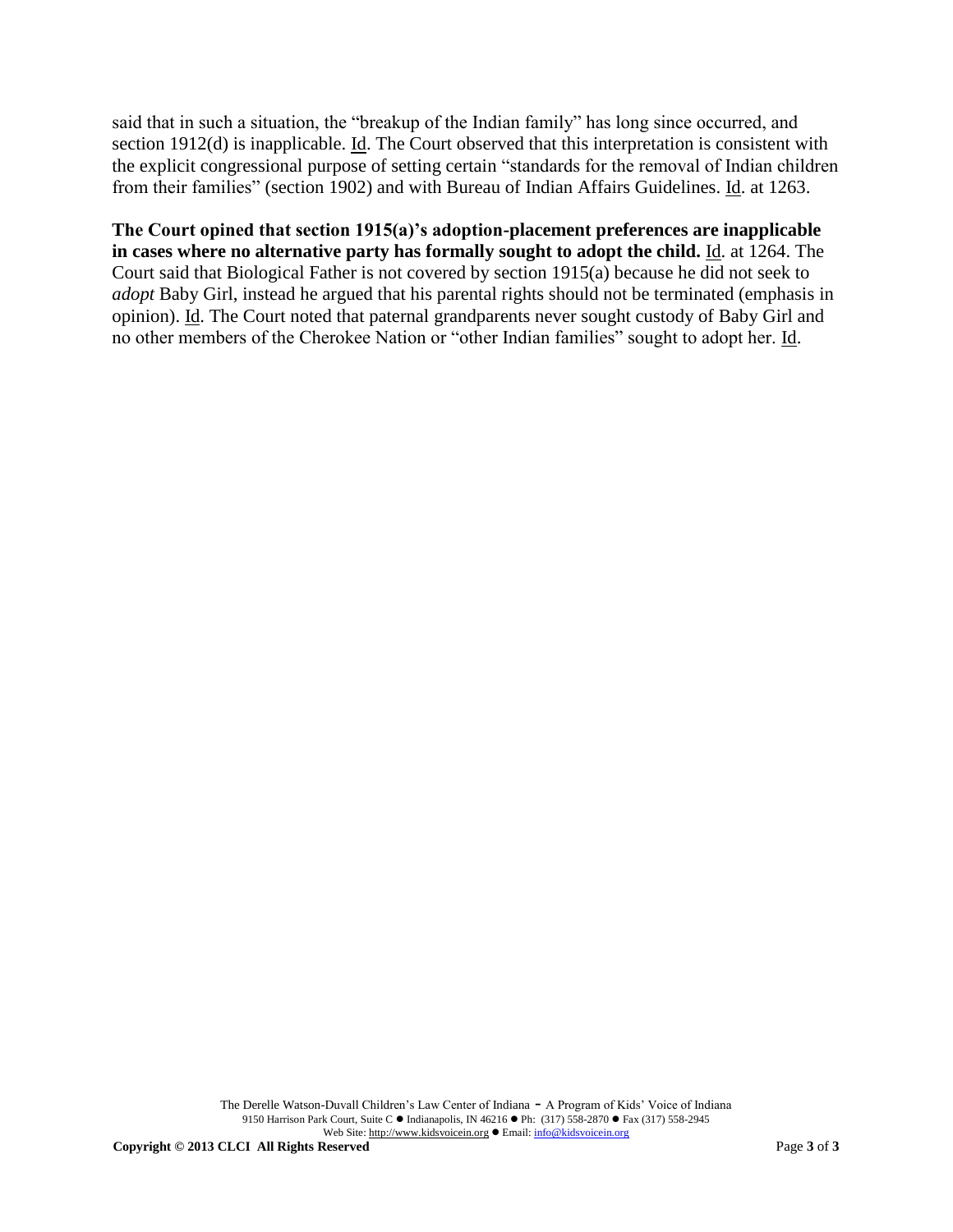said that in such a situation, the "breakup of the Indian family" has long since occurred, and section 1912(d) is inapplicable. Id. The Court observed that this interpretation is consistent with the explicit congressional purpose of setting certain "standards for the removal of Indian children from their families" (section 1902) and with Bureau of Indian Affairs Guidelines. Id. at 1263.

**The Court opined that section 1915(a)'s adoption-placement preferences are inapplicable in cases where no alternative party has formally sought to adopt the child.** Id. at 1264. The Court said that Biological Father is not covered by section 1915(a) because he did not seek to *adopt* Baby Girl, instead he argued that his parental rights should not be terminated (emphasis in opinion). Id. The Court noted that paternal grandparents never sought custody of Baby Girl and no other members of the Cherokee Nation or "other Indian families" sought to adopt her. Id.